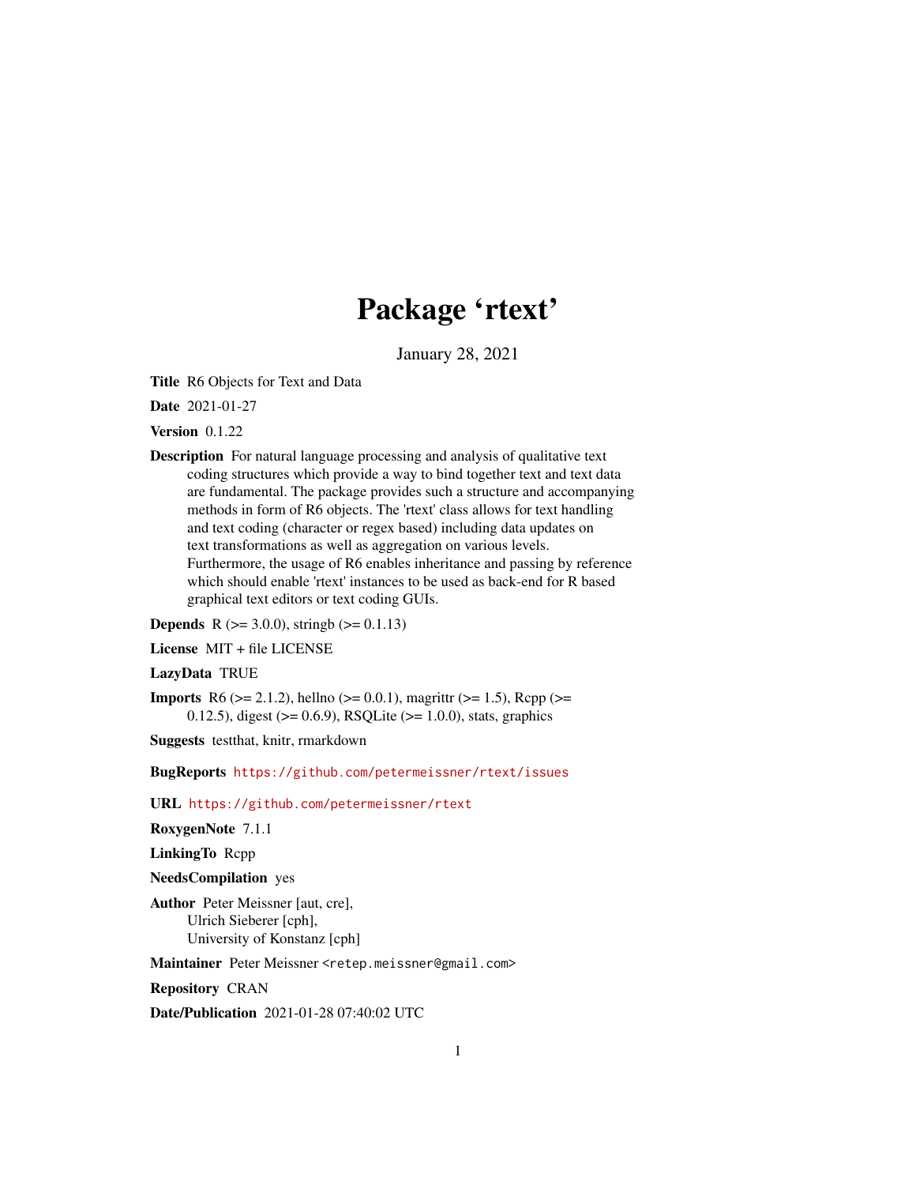# Package 'rtext'

January 28, 2021

**Title** R6 Objects for Text and Data

**Date** 2021-01-27

**Version** 0.1.22

**Description** For natural language processing and analysis of qualitative text coding structures which provide a way to bind together text and text data are fundamental. The package provides such a structure and accompanying methods in form of R6 objects. The 'rtext' class allows for text handling and text coding (character or regex based) including data updates on text transformations as well as aggregation on various levels. Furthermore, the usage of R6 enables inheritance and passing by reference which should enable 'rtext' instances to be used as back-end for R based graphical text editors or text coding GUIs.

**Depends** R (>= 3.0.0), stringb (>= 0.1.13)

**License** MIT + file LICENSE

**LazyData** TRUE

**Imports** R6 (>= 2.1.2), hellno (>= 0.0.1), magrittr (>= 1.5), Rcpp (>= 0.12.5), digest (>= 0.6.9), RSQLite (>= 1.0.0), stats, graphics

**Suggests** testthat, knitr, rmarkdown

**BugReports** https://github.com/petermeissner/rtext/issues

**URL** https://github.com/petermeissner/rtext

**RoxygenNote** 7.1.1

**LinkingTo** Rcpp

**NeedsCompilation** yes

**Author** Peter Meissner [aut, cre],
Ulrich Sieberer [cph],
University of Konstanz [cph]

**Maintainer** Peter Meissner <retep.meissner@gmail.com>

**Repository** CRAN

**Date/Publication** 2021-01-28 07:40:02 UTC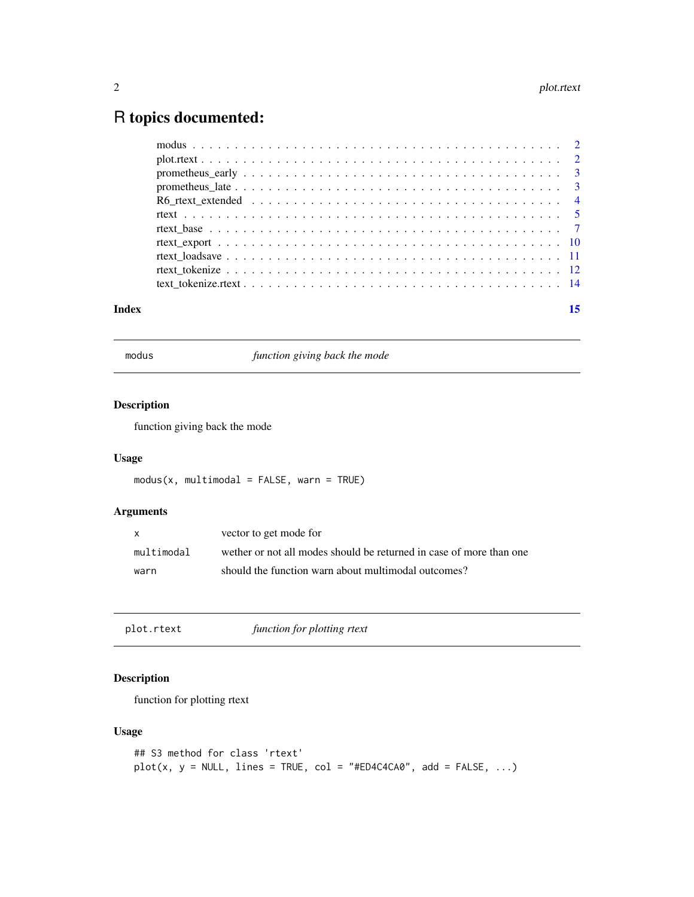# R topics documented:

modus . . . . . . . . . . . . . . . . . . . . . . . . . . . . . . . . . . . . . . . . . . 2
plot.rtext . . . . . . . . . . . . . . . . . . . . . . . . . . . . . . . . . . . . . . . . . 2
prometheus_early . . . . . . . . . . . . . . . . . . . . . . . . . . . . . . . . . . . . . 3
prometheus_late . . . . . . . . . . . . . . . . . . . . . . . . . . . . . . . . . . . . . . 3
R6_rtext_extended . . . . . . . . . . . . . . . . . . . . . . . . . . . . . . . . . . . . 4
rtext . . . . . . . . . . . . . . . . . . . . . . . . . . . . . . . . . . . . . . . . . . . . 5
rtext_base . . . . . . . . . . . . . . . . . . . . . . . . . . . . . . . . . . . . . . . . . 7
rtext_export . . . . . . . . . . . . . . . . . . . . . . . . . . . . . . . . . . . . . . . . 10
rtext_loadsave . . . . . . . . . . . . . . . . . . . . . . . . . . . . . . . . . . . . . . 11
rtext_tokenize . . . . . . . . . . . . . . . . . . . . . . . . . . . . . . . . . . . . . . 12
text_tokenize.rtext . . . . . . . . . . . . . . . . . . . . . . . . . . . . . . . . . . . . 14

**Index** 15

---

## modus — *function giving back the mode*

### Description

function giving back the mode

### Usage

```
modus(x, multimodal = FALSE, warn = TRUE)
```

### Arguments

| | |
|---|---|
| x | vector to get mode for |
| multimodal | wether or not all modes should be returned in case of more than one |
| warn | should the function warn about multimodal outcomes? |

---

## plot.rtext — *function for plotting rtext*

### Description

function for plotting rtext

### Usage

```
## S3 method for class 'rtext'
plot(x, y = NULL, lines = TRUE, col = "#ED4C4CA0", add = FALSE, ...)
```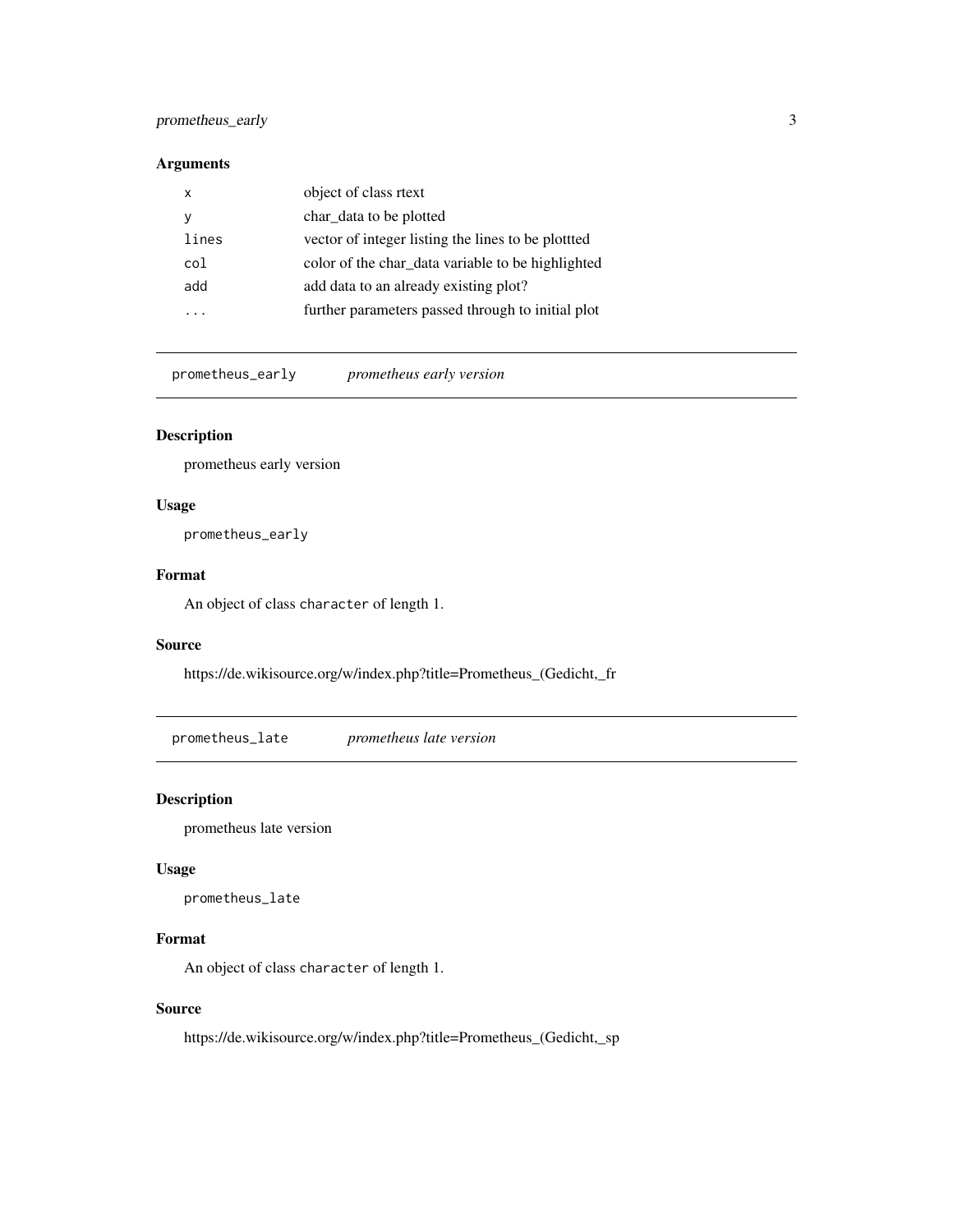## Arguments

| | |
|---|---|
| x | object of class rtext |
| y | char_data to be plotted |
| lines | vector of integer listing the lines to be plottted |
| col | color of the char_data variable to be highlighted |
| add | add data to an already existing plot? |
| ... | further parameters passed through to initial plot |

---

# prometheus_early *prometheus early version*

---

## Description

prometheus early version

## Usage

```
prometheus_early
```

## Format

An object of class character of length 1.

## Source

https://de.wikisource.org/w/index.php?title=Prometheus_(Gedicht,_fr

---

# prometheus_late *prometheus late version*

---

## Description

prometheus late version

## Usage

```
prometheus_late
```

## Format

An object of class character of length 1.

## Source

https://de.wikisource.org/w/index.php?title=Prometheus_(Gedicht,_sp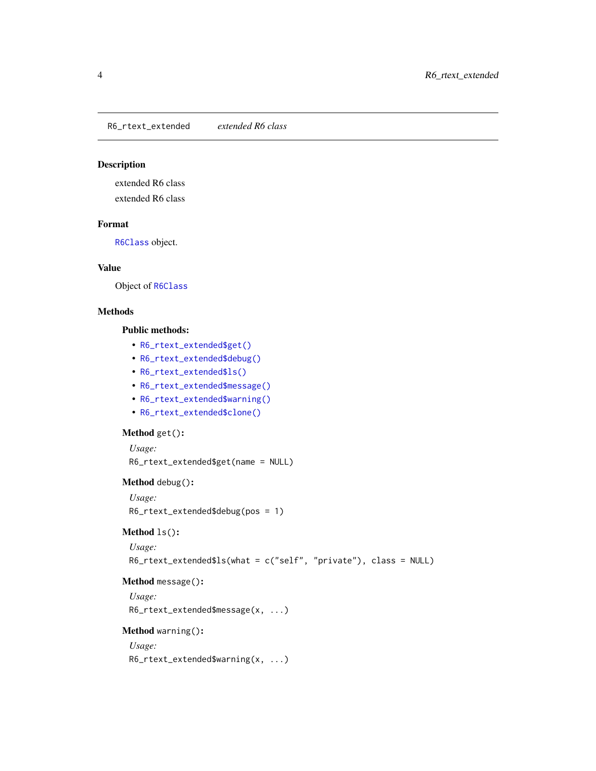# R6_rtext_extended — *extended R6 class*

## Description

extended R6 class

extended R6 class

## Format

`R6Class` object.

## Value

Object of `R6Class`

## Methods

### Public methods:

- `R6_rtext_extended$get()`
- `R6_rtext_extended$debug()`
- `R6_rtext_extended$ls()`
- `R6_rtext_extended$message()`
- `R6_rtext_extended$warning()`
- `R6_rtext_extended$clone()`

**Method** `get()`**:**

*Usage:*

```
R6_rtext_extended$get(name = NULL)
```

**Method** `debug()`**:**

*Usage:*

```
R6_rtext_extended$debug(pos = 1)
```

**Method** `ls()`**:**

*Usage:*

```
R6_rtext_extended$ls(what = c("self", "private"), class = NULL)
```

**Method** `message()`**:**

*Usage:*

```
R6_rtext_extended$message(x, ...)
```

**Method** `warning()`**:**

*Usage:*

```
R6_rtext_extended$warning(x, ...)
```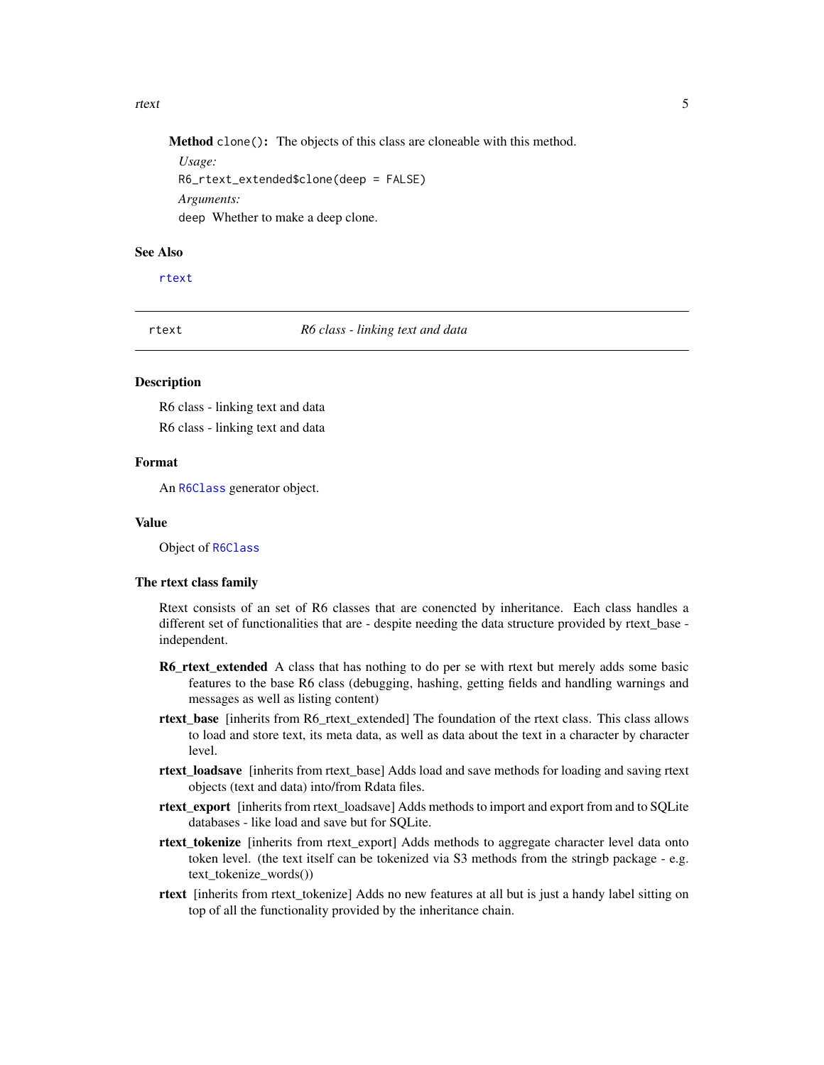**Method** `clone()`: The objects of this class are cloneable with this method.

*Usage:*

```
R6_rtext_extended$clone(deep = FALSE)
```

*Arguments:*

`deep` Whether to make a deep clone.

### See Also

`rtext`

---

## rtext — *R6 class - linking text and data*

---

### Description

R6 class - linking text and data

R6 class - linking text and data

### Format

An `R6Class` generator object.

### Value

Object of `R6Class`

### The rtext class family

Rtext consists of an set of R6 classes that are conencted by inheritance. Each class handles a different set of functionalities that are - despite needing the data structure provided by rtext_base - independent.

- **R6_rtext_extended** A class that has nothing to do per se with rtext but merely adds some basic features to the base R6 class (debugging, hashing, getting fields and handling warnings and messages as well as listing content)
- **rtext_base** [inherits from R6_rtext_extended] The foundation of the rtext class. This class allows to load and store text, its meta data, as well as data about the text in a character by character level.
- **rtext_loadsave** [inherits from rtext_base] Adds load and save methods for loading and saving rtext objects (text and data) into/from Rdata files.
- **rtext_export** [inherits from rtext_loadsave] Adds methods to import and export from and to SQLite databases - like load and save but for SQLite.
- **rtext_tokenize** [inherits from rtext_export] Adds methods to aggregate character level data onto token level. (the text itself can be tokenized via S3 methods from the stringb package - e.g. text_tokenize_words())
- **rtext** [inherits from rtext_tokenize] Adds no new features at all but is just a handy label sitting on top of all the functionality provided by the inheritance chain.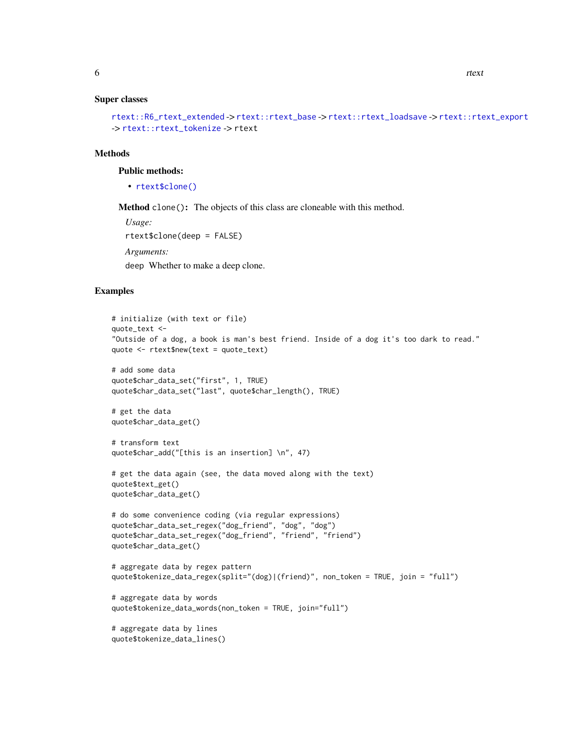### Super classes

`rtext::R6_rtext_extended` -> `rtext::rtext_base` -> `rtext::rtext_loadsave` -> `rtext::rtext_export` -> `rtext::rtext_tokenize` -> `rtext`

### Methods

#### Public methods:

- `rtext$clone()`

**Method** `clone()`**:** The objects of this class are cloneable with this method.

*Usage:*

```
rtext$clone(deep = FALSE)
```

*Arguments:*

`deep` Whether to make a deep clone.

### Examples

```
# initialize (with text or file)
quote_text <-
"Outside of a dog, a book is man's best friend. Inside of a dog it's too dark to read."
quote <- rtext$new(text = quote_text)

# add some data
quote$char_data_set("first", 1, TRUE)
quote$char_data_set("last", quote$char_length(), TRUE)

# get the data
quote$char_data_get()

# transform text
quote$char_add("[this is an insertion] \n", 47)

# get the data again (see, the data moved along with the text)
quote$text_get()
quote$char_data_get()

# do some convenience coding (via regular expressions)
quote$char_data_set_regex("dog_friend", "dog", "dog")
quote$char_data_set_regex("dog_friend", "friend", "friend")
quote$char_data_get()

# aggregate data by regex pattern
quote$tokenize_data_regex(split="(dog)|(friend)", non_token = TRUE, join = "full")

# aggregate data by words
quote$tokenize_data_words(non_token = TRUE, join="full")

# aggregate data by lines
quote$tokenize_data_lines()
```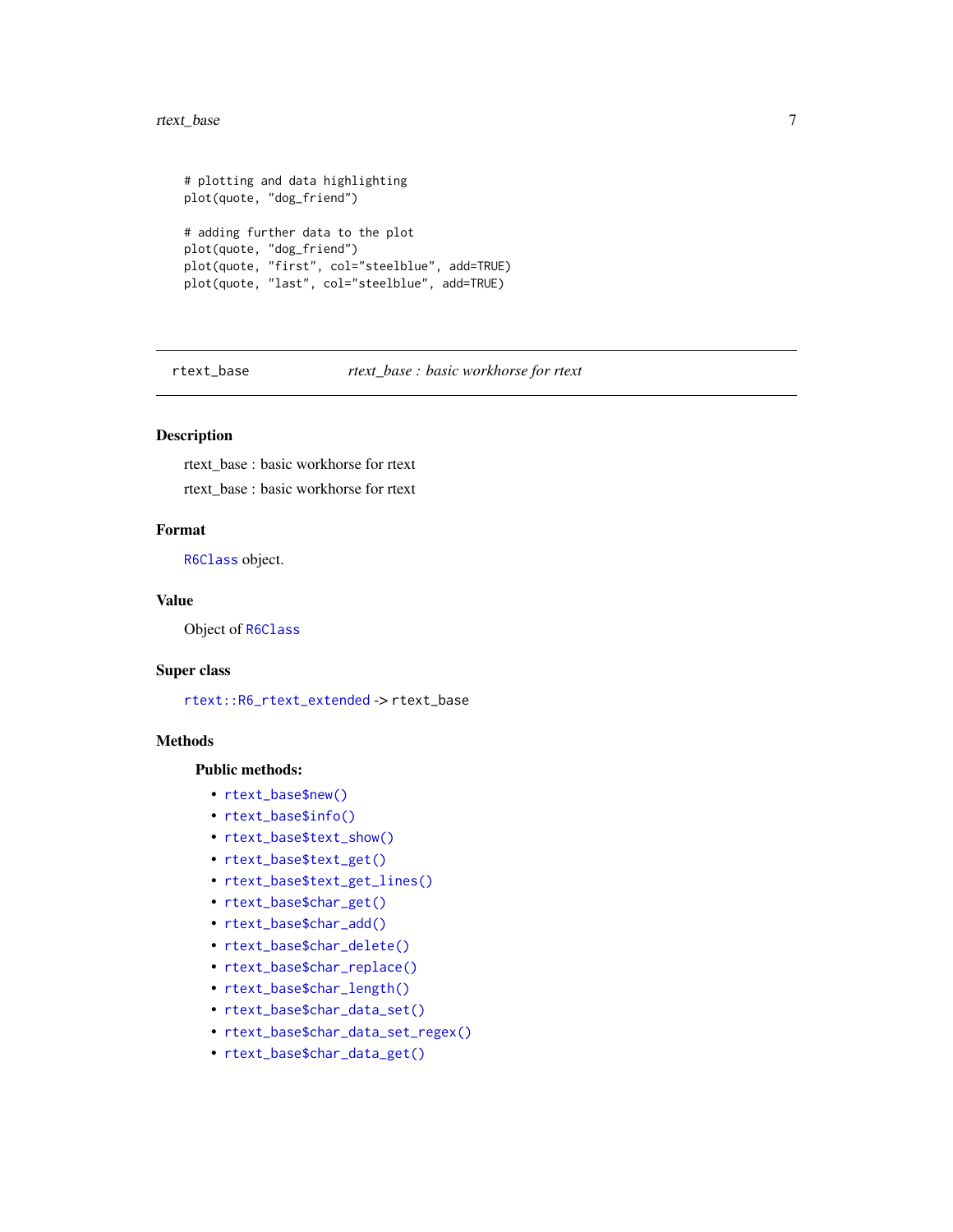```
# plotting and data highlighting
plot(quote, "dog_friend")

# adding further data to the plot
plot(quote, "dog_friend")
plot(quote, "first", col="steelblue", add=TRUE)
plot(quote, "last", col="steelblue", add=TRUE)
```

---

## rtext_base — *rtext_base : basic workhorse for rtext*

### Description

rtext_base : basic workhorse for rtext

rtext_base : basic workhorse for rtext

### Format

`R6Class` object.

### Value

Object of `R6Class`

### Super class

`rtext::R6_rtext_extended` -> `rtext_base`

### Methods

#### Public methods:

- `rtext_base$new()`
- `rtext_base$info()`
- `rtext_base$text_show()`
- `rtext_base$text_get()`
- `rtext_base$text_get_lines()`
- `rtext_base$char_get()`
- `rtext_base$char_add()`
- `rtext_base$char_delete()`
- `rtext_base$char_replace()`
- `rtext_base$char_length()`
- `rtext_base$char_data_set()`
- `rtext_base$char_data_set_regex()`
- `rtext_base$char_data_get()`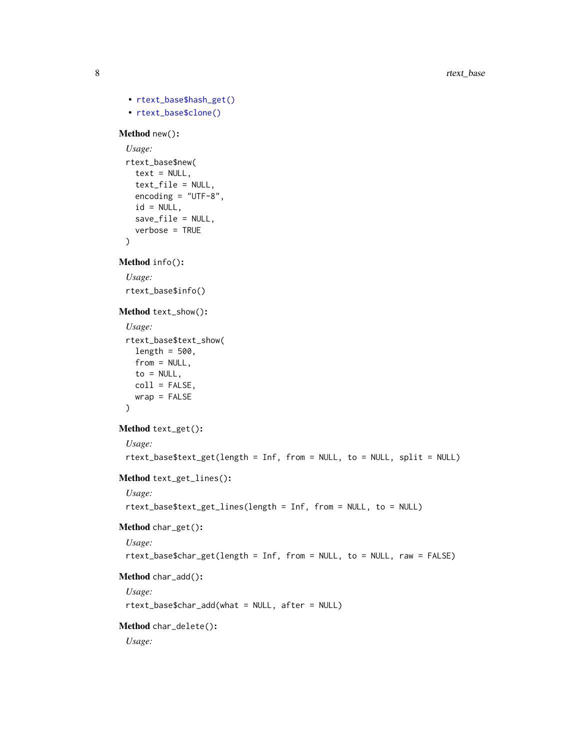- rtext_base$hash_get()
- rtext_base$clone()

**Method** `new()`:

*Usage:*

```
rtext_base$new(
  text = NULL,
  text_file = NULL,
  encoding = "UTF-8",
  id = NULL,
  save_file = NULL,
  verbose = TRUE
)
```

**Method** `info()`:

*Usage:*

```
rtext_base$info()
```

**Method** `text_show()`:

*Usage:*

```
rtext_base$text_show(
  length = 500,
  from = NULL,
  to = NULL,
  coll = FALSE,
  wrap = FALSE
)
```

**Method** `text_get()`:

*Usage:*

```
rtext_base$text_get(length = Inf, from = NULL, to = NULL, split = NULL)
```

**Method** `text_get_lines()`:

*Usage:*

```
rtext_base$text_get_lines(length = Inf, from = NULL, to = NULL)
```

**Method** `char_get()`:

*Usage:*

```
rtext_base$char_get(length = Inf, from = NULL, to = NULL, raw = FALSE)
```

**Method** `char_add()`:

*Usage:*

```
rtext_base$char_add(what = NULL, after = NULL)
```

**Method** `char_delete()`:

*Usage:*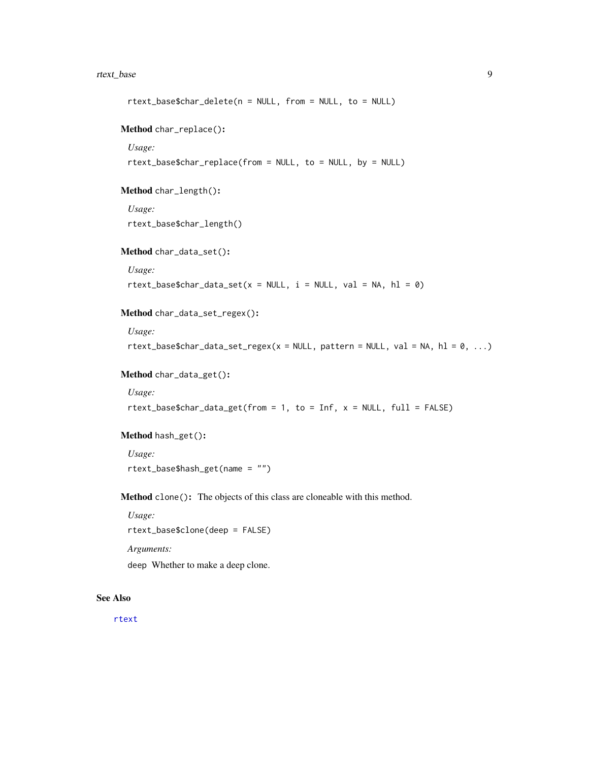```
rtext_base$char_delete(n = NULL, from = NULL, to = NULL)
```

**Method** `char_replace()`**:**

*Usage:*

```
rtext_base$char_replace(from = NULL, to = NULL, by = NULL)
```

**Method** `char_length()`**:**

*Usage:*

```
rtext_base$char_length()
```

**Method** `char_data_set()`**:**

*Usage:*

```
rtext_base$char_data_set(x = NULL, i = NULL, val = NA, hl = 0)
```

**Method** `char_data_set_regex()`**:**

*Usage:*

```
rtext_base$char_data_set_regex(x = NULL, pattern = NULL, val = NA, hl = 0, ...)
```

**Method** `char_data_get()`**:**

*Usage:*

```
rtext_base$char_data_get(from = 1, to = Inf, x = NULL, full = FALSE)
```

**Method** `hash_get()`**:**

*Usage:*

```
rtext_base$hash_get(name = "")
```

**Method** `clone()`**:** The objects of this class are cloneable with this method.

*Usage:*

```
rtext_base$clone(deep = FALSE)
```

*Arguments:*

`deep` Whether to make a deep clone.

## See Also

rtext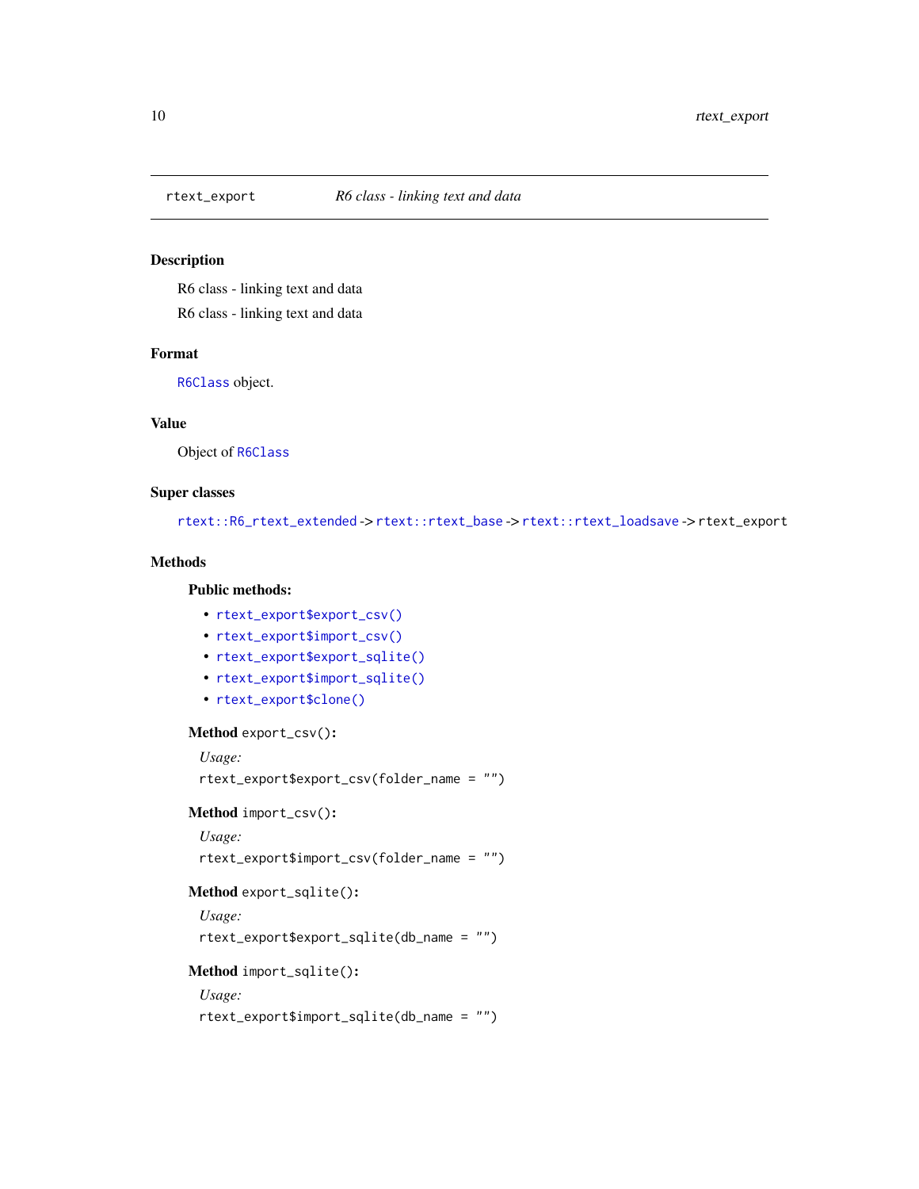## rtext_export — *R6 class - linking text and data*

### Description

R6 class - linking text and data

R6 class - linking text and data

### Format

R6Class object.

### Value

Object of R6Class

### Super classes

rtext::R6_rtext_extended -> rtext::rtext_base -> rtext::rtext_loadsave -> rtext_export

### Methods

#### Public methods:

- rtext_export$export_csv()
- rtext_export$import_csv()
- rtext_export$export_sqlite()
- rtext_export$import_sqlite()
- rtext_export$clone()

**Method** `export_csv()`:

*Usage:*

```
rtext_export$export_csv(folder_name = "")
```

**Method** `import_csv()`:

*Usage:*

```
rtext_export$import_csv(folder_name = "")
```

**Method** `export_sqlite()`:

*Usage:*

```
rtext_export$export_sqlite(db_name = "")
```

**Method** `import_sqlite()`:

*Usage:*

```
rtext_export$import_sqlite(db_name = "")
```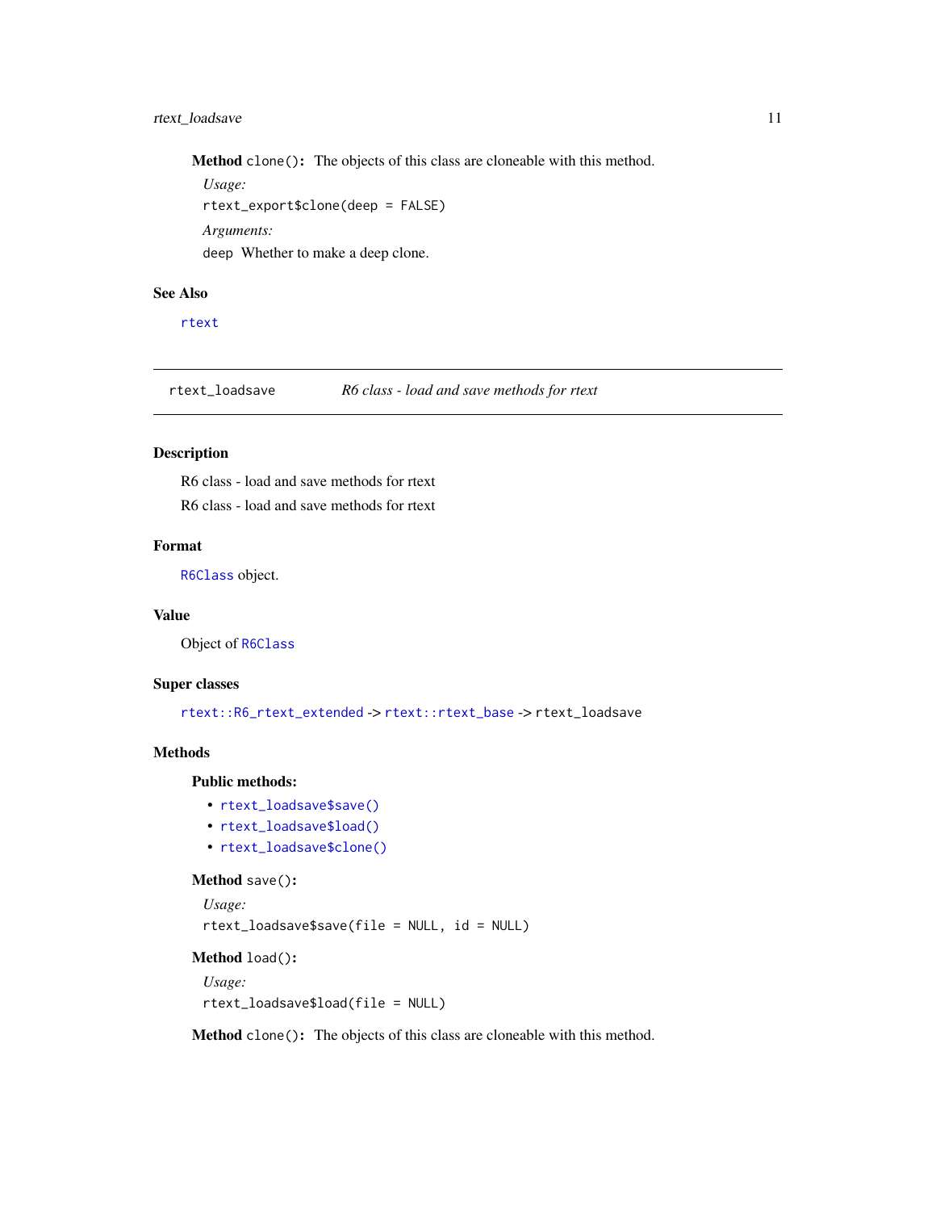**Method** `clone()`: The objects of this class are cloneable with this method.

*Usage:*

```
rtext_export$clone(deep = FALSE)
```

*Arguments:*

`deep` Whether to make a deep clone.

### See Also

`rtext`

---

`rtext_loadsave` *R6 class - load and save methods for rtext*

---

### Description

R6 class - load and save methods for rtext

R6 class - load and save methods for rtext

### Format

`R6Class` object.

### Value

Object of `R6Class`

### Super classes

`rtext::R6_rtext_extended` -> `rtext::rtext_base` -> `rtext_loadsave`

### Methods

**Public methods:**

- `rtext_loadsave$save()`
- `rtext_loadsave$load()`
- `rtext_loadsave$clone()`

**Method** `save()`:

*Usage:*

```
rtext_loadsave$save(file = NULL, id = NULL)
```

**Method** `load()`:

*Usage:*

```
rtext_loadsave$load(file = NULL)
```

**Method** `clone()`: The objects of this class are cloneable with this method.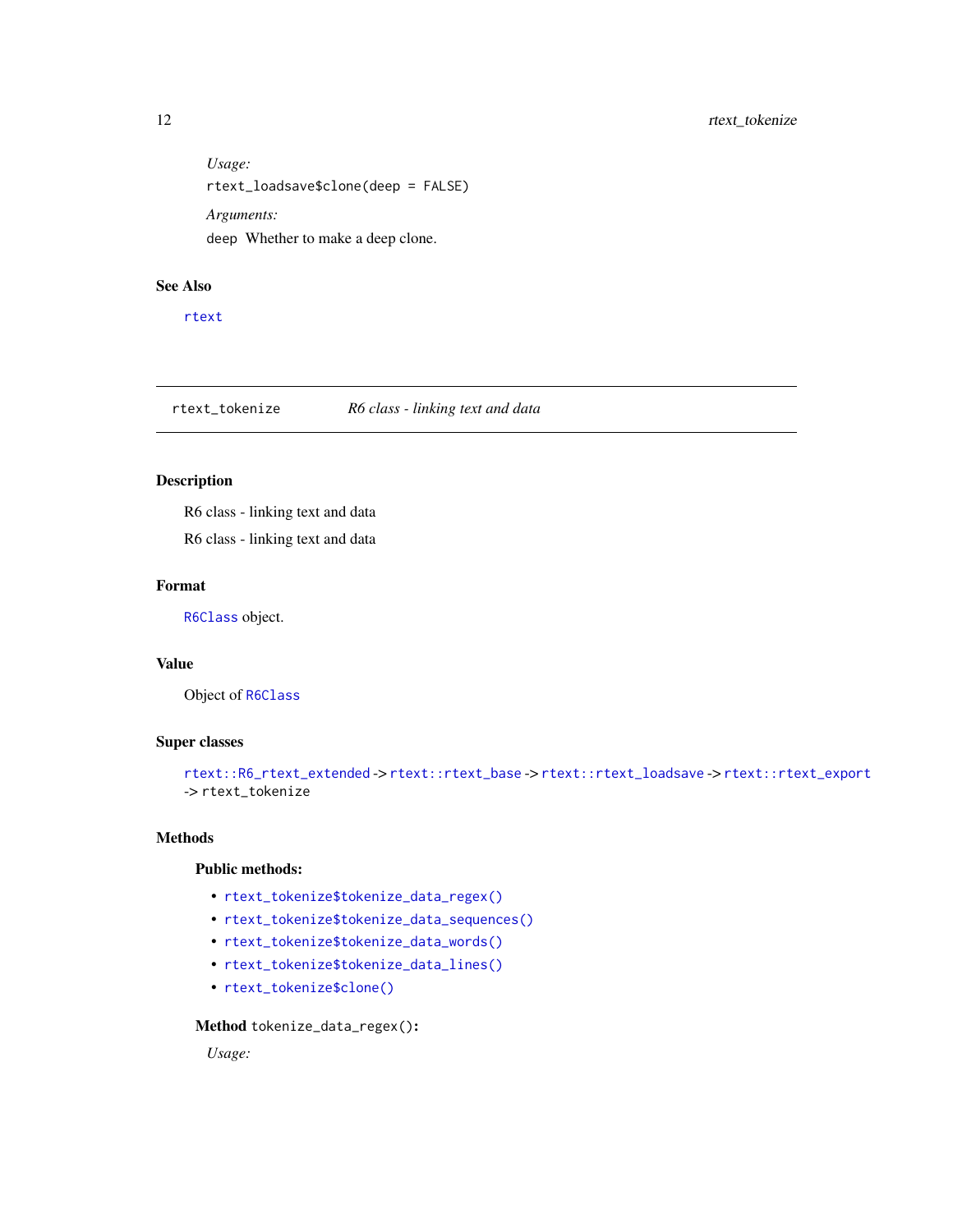*Usage:*

```
rtext_loadsave$clone(deep = FALSE)
```

*Arguments:*

`deep` Whether to make a deep clone.

## See Also

`rtext`

---

`rtext_tokenize` *R6 class - linking text and data*

---

## Description

R6 class - linking text and data

R6 class - linking text and data

## Format

`R6Class` object.

## Value

Object of `R6Class`

## Super classes

`rtext::R6_rtext_extended` -> `rtext::rtext_base` -> `rtext::rtext_loadsave` -> `rtext::rtext_export` -> `rtext_tokenize`

## Methods

### Public methods:

- `rtext_tokenize$tokenize_data_regex()`
- `rtext_tokenize$tokenize_data_sequences()`
- `rtext_tokenize$tokenize_data_words()`
- `rtext_tokenize$tokenize_data_lines()`
- `rtext_tokenize$clone()`

**Method** `tokenize_data_regex()`**:**

*Usage:*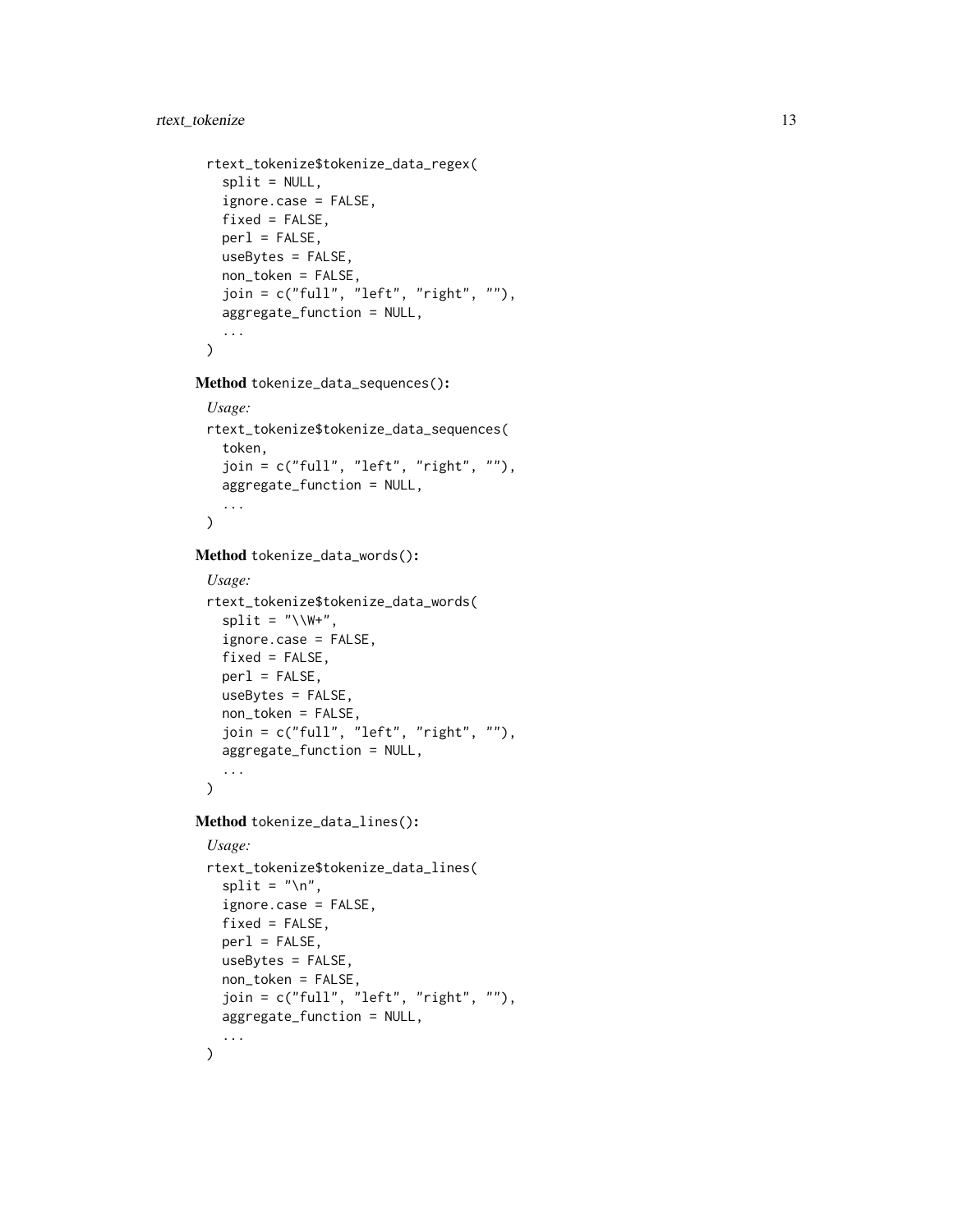```
rtext_tokenize$tokenize_data_regex(
  split = NULL,
  ignore.case = FALSE,
  fixed = FALSE,
  perl = FALSE,
  useBytes = FALSE,
  non_token = FALSE,
  join = c("full", "left", "right", ""),
  aggregate_function = NULL,
  ...
)
```

**Method** `tokenize_data_sequences()`**:**

*Usage:*

```
rtext_tokenize$tokenize_data_sequences(
  token,
  join = c("full", "left", "right", ""),
  aggregate_function = NULL,
  ...
)
```

**Method** `tokenize_data_words()`**:**

*Usage:*

```
rtext_tokenize$tokenize_data_words(
  split = "\\W+",
  ignore.case = FALSE,
  fixed = FALSE,
  perl = FALSE,
  useBytes = FALSE,
  non_token = FALSE,
  join = c("full", "left", "right", ""),
  aggregate_function = NULL,
  ...
)
```

**Method** `tokenize_data_lines()`**:**

*Usage:*

```
rtext_tokenize$tokenize_data_lines(
  split = "\n",
  ignore.case = FALSE,
  fixed = FALSE,
  perl = FALSE,
  useBytes = FALSE,
  non_token = FALSE,
  join = c("full", "left", "right", ""),
  aggregate_function = NULL,
  ...
)
```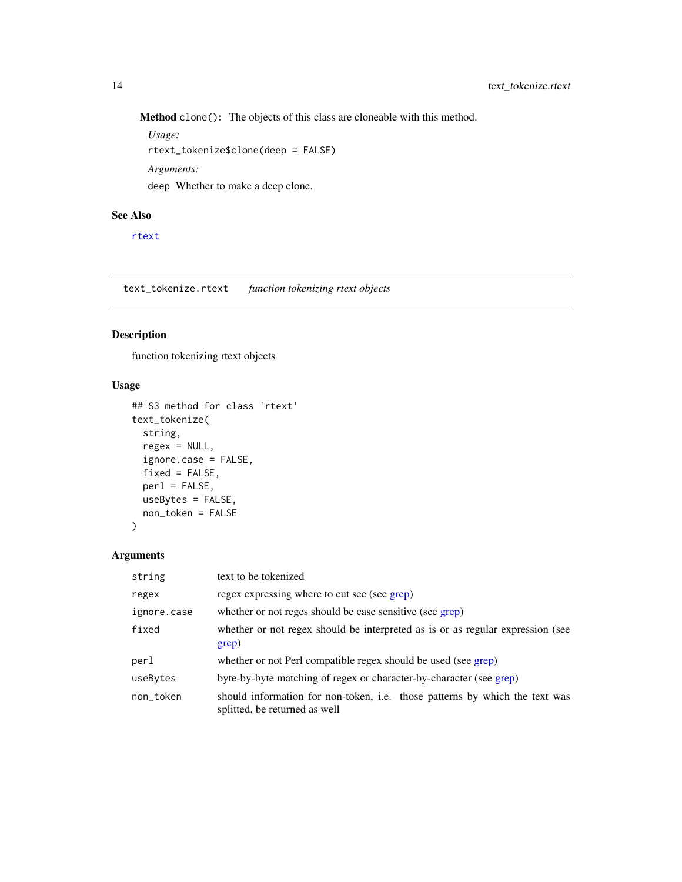**Method** `clone()`: The objects of this class are cloneable with this method.

*Usage:*

```
rtext_tokenize$clone(deep = FALSE)
```

*Arguments:*

`deep` Whether to make a deep clone.

## See Also

rtext

---

## text_tokenize.rtext *function tokenizing rtext objects*

## Description

function tokenizing rtext objects

## Usage

```
## S3 method for class 'rtext'
text_tokenize(
  string,
  regex = NULL,
  ignore.case = FALSE,
  fixed = FALSE,
  perl = FALSE,
  useBytes = FALSE,
  non_token = FALSE
)
```

## Arguments

| | |
|---|---|
| `string` | text to be tokenized |
| `regex` | regex expressing where to cut see (see grep) |
| `ignore.case` | whether or not reges should be case sensitive (see grep) |
| `fixed` | whether or not regex should be interpreted as is or as regular expression (see grep) |
| `perl` | whether or not Perl compatible regex should be used (see grep) |
| `useBytes` | byte-by-byte matching of regex or character-by-character (see grep) |
| `non_token` | should information for non-token, i.e. those patterns by which the text was splitted, be returned as well |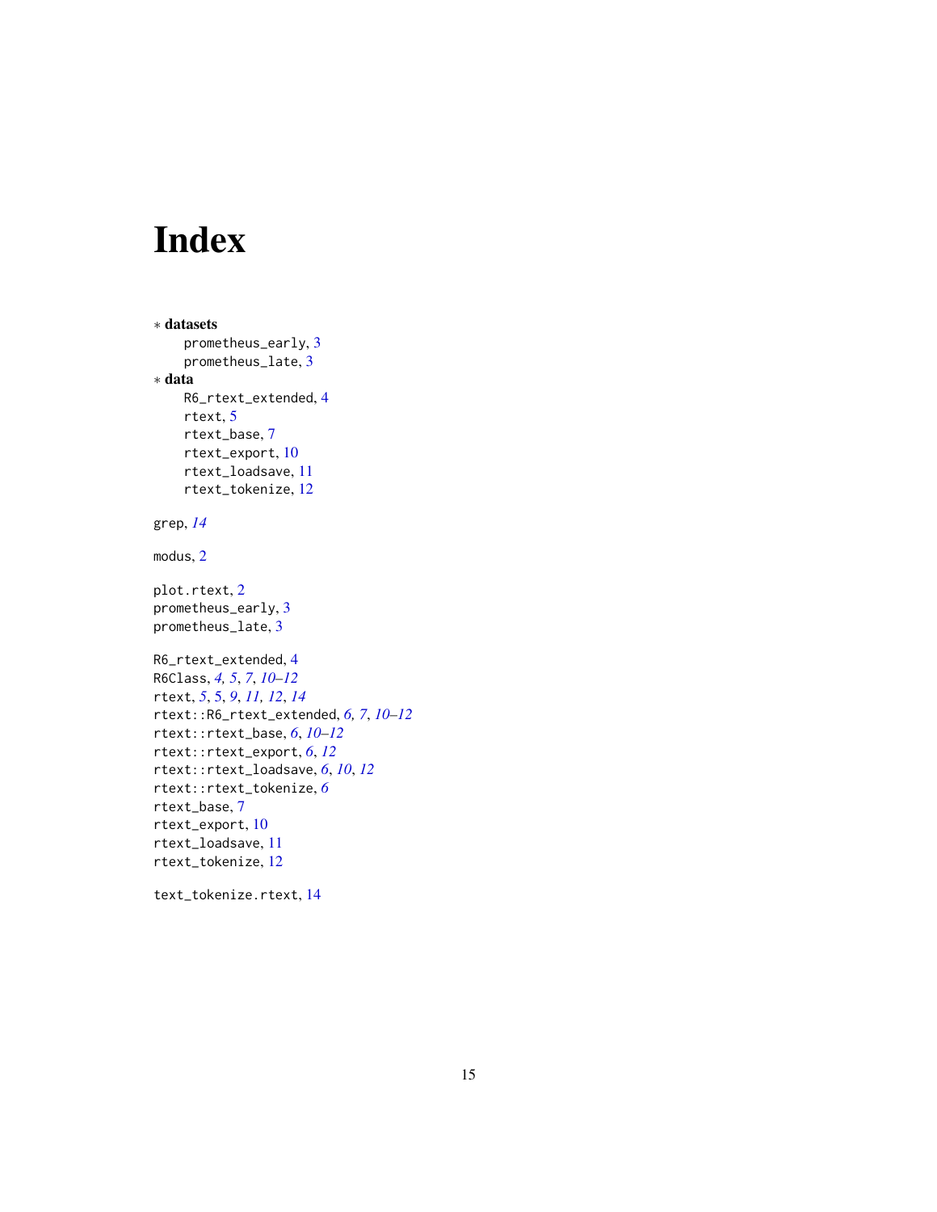# Index

* **datasets**
    - prometheus_early, 3
    - prometheus_late, 3
* **data**
    - R6_rtext_extended, 4
    - rtext, 5
    - rtext_base, 7
    - rtext_export, 10
    - rtext_loadsave, 11
    - rtext_tokenize, 12

grep, *14*

modus, 2

plot.rtext, 2
prometheus_early, 3
prometheus_late, 3

R6_rtext_extended, 4
R6Class, *4, 5*, *7*, *10–12*
rtext, *5*, 5, *9*, *11, 12*, *14*
rtext::R6_rtext_extended, *6, 7*, *10–12*
rtext::rtext_base, *6*, *10–12*
rtext::rtext_export, *6*, *12*
rtext::rtext_loadsave, *6*, *10*, *12*
rtext::rtext_tokenize, *6*
rtext_base, 7
rtext_export, 10
rtext_loadsave, 11
rtext_tokenize, 12

text_tokenize.rtext, 14